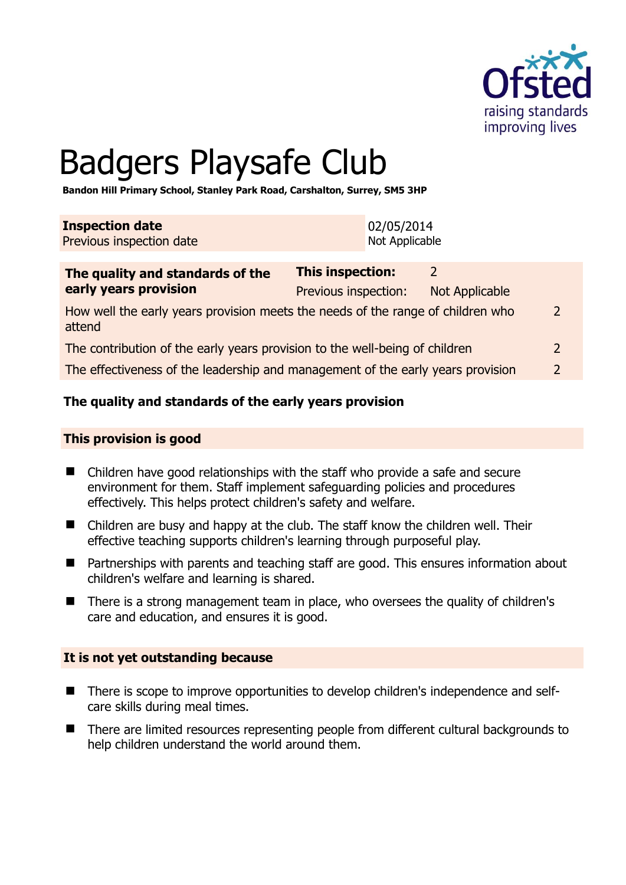# Badgers Playsafe Club

**Bandon Hill Primary School, Stanley Park Road, Carshalton, Surrey, SM5 3HP**

| | |
|---|---|
| **Inspection date** | 02/05/2014 |
| Previous inspection date | Not Applicable |

| **The quality and standards of the early years provision** | **This inspection:** | 2 |
|---|---|---|
| | Previous inspection: | Not Applicable |
| How well the early years provision meets the needs of the range of children who attend | | 2 |
| The contribution of the early years provision to the well-being of children | | 2 |
| The effectiveness of the leadership and management of the early years provision | | 2 |

**The quality and standards of the early years provision**

**This provision is good**

- Children have good relationships with the staff who provide a safe and secure environment for them. Staff implement safeguarding policies and procedures effectively. This helps protect children's safety and welfare.
- Children are busy and happy at the club. The staff know the children well. Their effective teaching supports children's learning through purposeful play.
- Partnerships with parents and teaching staff are good. This ensures information about children's welfare and learning is shared.
- There is a strong management team in place, who oversees the quality of children's care and education, and ensures it is good.

**It is not yet outstanding because**

- There is scope to improve opportunities to develop children's independence and self-care skills during meal times.
- There are limited resources representing people from different cultural backgrounds to help children understand the world around them.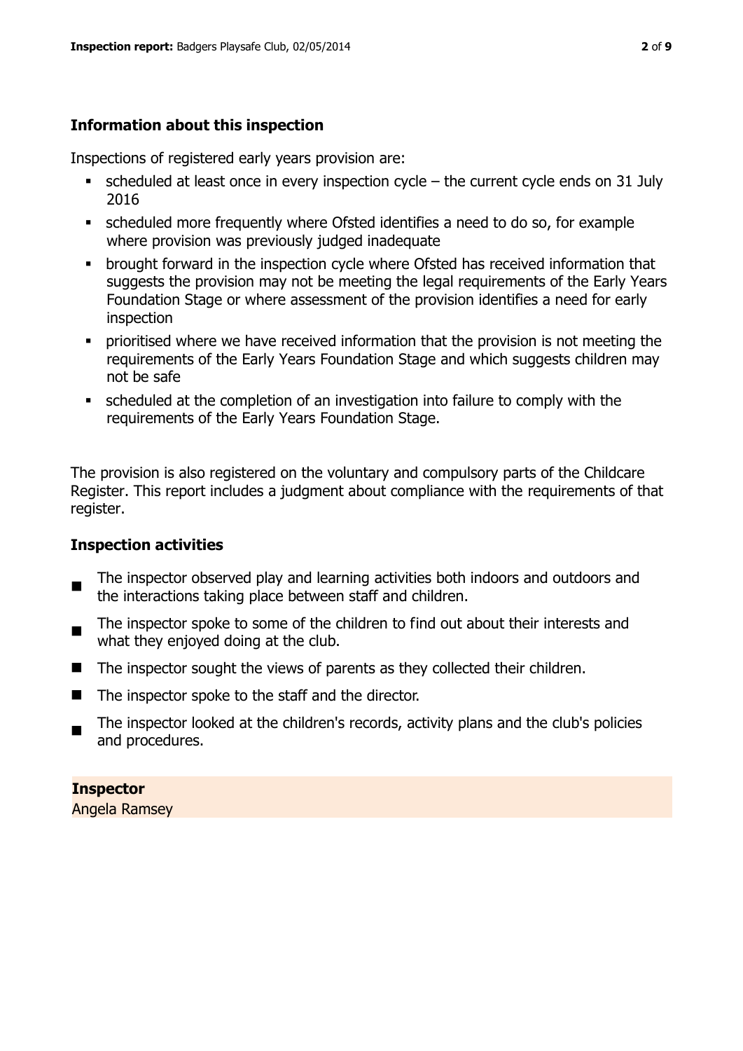## Information about this inspection

Inspections of registered early years provision are:

- scheduled at least once in every inspection cycle – the current cycle ends on 31 July 2016
- scheduled more frequently where Ofsted identifies a need to do so, for example where provision was previously judged inadequate
- brought forward in the inspection cycle where Ofsted has received information that suggests the provision may not be meeting the legal requirements of the Early Years Foundation Stage or where assessment of the provision identifies a need for early inspection
- prioritised where we have received information that the provision is not meeting the requirements of the Early Years Foundation Stage and which suggests children may not be safe
- scheduled at the completion of an investigation into failure to comply with the requirements of the Early Years Foundation Stage.

The provision is also registered on the voluntary and compulsory parts of the Childcare Register. This report includes a judgment about compliance with the requirements of that register.

## Inspection activities

- The inspector observed play and learning activities both indoors and outdoors and the interactions taking place between staff and children.
- The inspector spoke to some of the children to find out about their interests and what they enjoyed doing at the club.
- The inspector sought the views of parents as they collected their children.
- The inspector spoke to the staff and the director.
- The inspector looked at the children's records, activity plans and the club's policies and procedures.

**Inspector**
Angela Ramsey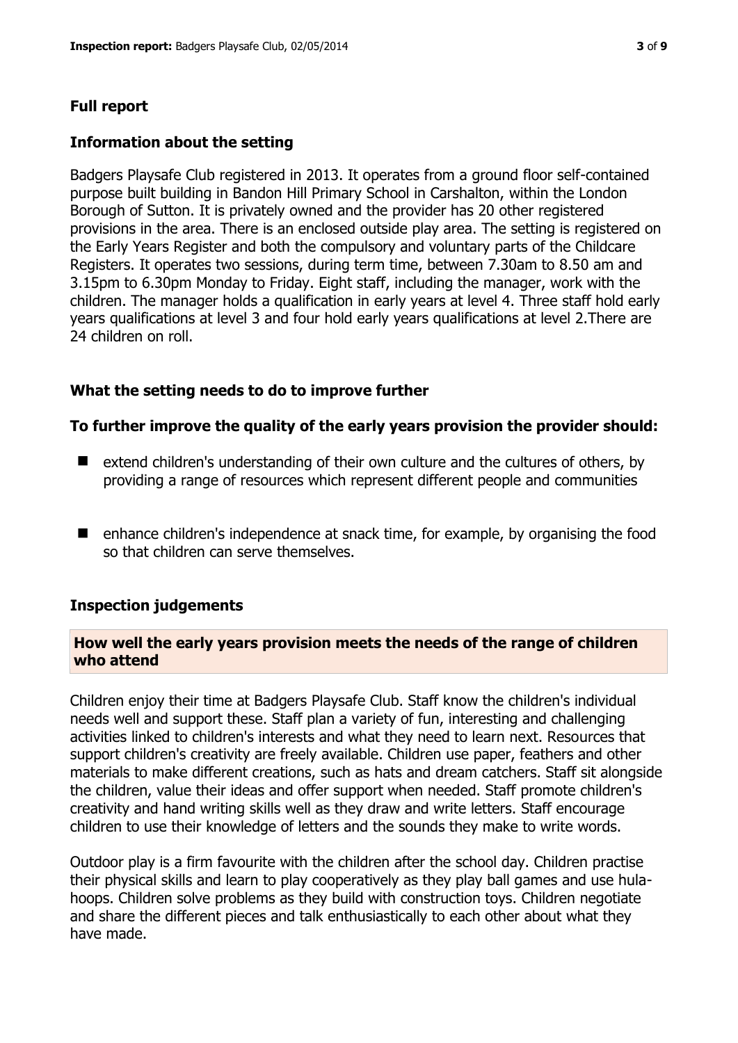## Full report

### Information about the setting

Badgers Playsafe Club registered in 2013. It operates from a ground floor self-contained purpose built building in Bandon Hill Primary School in Carshalton, within the London Borough of Sutton. It is privately owned and the provider has 20 other registered provisions in the area. There is an enclosed outside play area. The setting is registered on the Early Years Register and both the compulsory and voluntary parts of the Childcare Registers. It operates two sessions, during term time, between 7.30am to 8.50 am and 3.15pm to 6.30pm Monday to Friday. Eight staff, including the manager, work with the children. The manager holds a qualification in early years at level 4. Three staff hold early years qualifications at level 3 and four hold early years qualifications at level 2.There are 24 children on roll.

### What the setting needs to do to improve further

**To further improve the quality of the early years provision the provider should:**

- extend children's understanding of their own culture and the cultures of others, by providing a range of resources which represent different people and communities
- enhance children's independence at snack time, for example, by organising the food so that children can serve themselves.

### Inspection judgements

#### How well the early years provision meets the needs of the range of children who attend

Children enjoy their time at Badgers Playsafe Club. Staff know the children's individual needs well and support these. Staff plan a variety of fun, interesting and challenging activities linked to children's interests and what they need to learn next. Resources that support children's creativity are freely available. Children use paper, feathers and other materials to make different creations, such as hats and dream catchers. Staff sit alongside the children, value their ideas and offer support when needed. Staff promote children's creativity and hand writing skills well as they draw and write letters. Staff encourage children to use their knowledge of letters and the sounds they make to write words.

Outdoor play is a firm favourite with the children after the school day. Children practise their physical skills and learn to play cooperatively as they play ball games and use hula-hoops. Children solve problems as they build with construction toys. Children negotiate and share the different pieces and talk enthusiastically to each other about what they have made.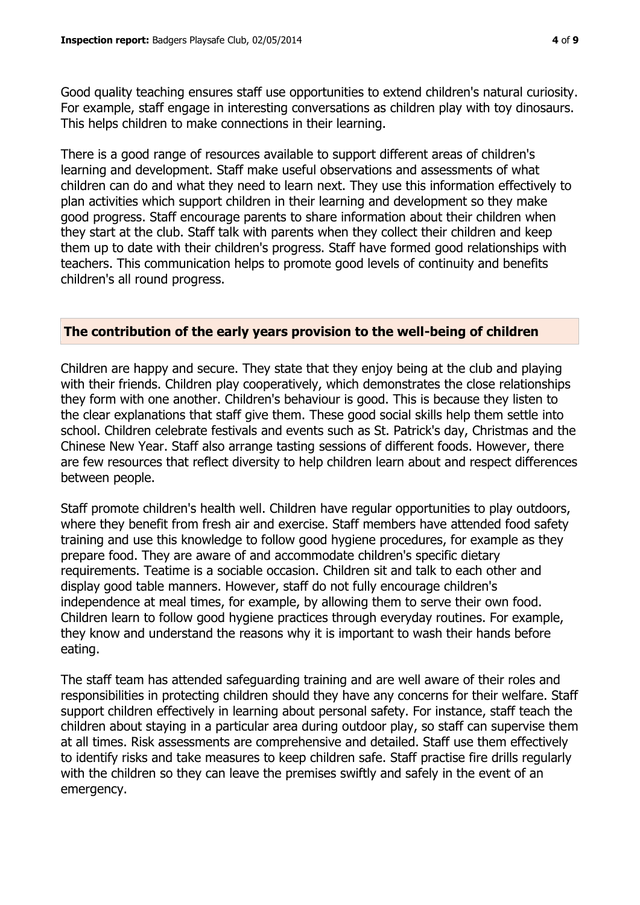Good quality teaching ensures staff use opportunities to extend children's natural curiosity. For example, staff engage in interesting conversations as children play with toy dinosaurs. This helps children to make connections in their learning.

There is a good range of resources available to support different areas of children's learning and development. Staff make useful observations and assessments of what children can do and what they need to learn next. They use this information effectively to plan activities which support children in their learning and development so they make good progress. Staff encourage parents to share information about their children when they start at the club. Staff talk with parents when they collect their children and keep them up to date with their children's progress. Staff have formed good relationships with teachers. This communication helps to promote good levels of continuity and benefits children's all round progress.

## The contribution of the early years provision to the well-being of children

Children are happy and secure. They state that they enjoy being at the club and playing with their friends. Children play cooperatively, which demonstrates the close relationships they form with one another. Children's behaviour is good. This is because they listen to the clear explanations that staff give them. These good social skills help them settle into school. Children celebrate festivals and events such as St. Patrick's day, Christmas and the Chinese New Year. Staff also arrange tasting sessions of different foods. However, there are few resources that reflect diversity to help children learn about and respect differences between people.

Staff promote children's health well. Children have regular opportunities to play outdoors, where they benefit from fresh air and exercise. Staff members have attended food safety training and use this knowledge to follow good hygiene procedures, for example as they prepare food. They are aware of and accommodate children's specific dietary requirements. Teatime is a sociable occasion. Children sit and talk to each other and display good table manners. However, staff do not fully encourage children's independence at meal times, for example, by allowing them to serve their own food. Children learn to follow good hygiene practices through everyday routines. For example, they know and understand the reasons why it is important to wash their hands before eating.

The staff team has attended safeguarding training and are well aware of their roles and responsibilities in protecting children should they have any concerns for their welfare. Staff support children effectively in learning about personal safety. For instance, staff teach the children about staying in a particular area during outdoor play, so staff can supervise them at all times. Risk assessments are comprehensive and detailed. Staff use them effectively to identify risks and take measures to keep children safe. Staff practise fire drills regularly with the children so they can leave the premises swiftly and safely in the event of an emergency.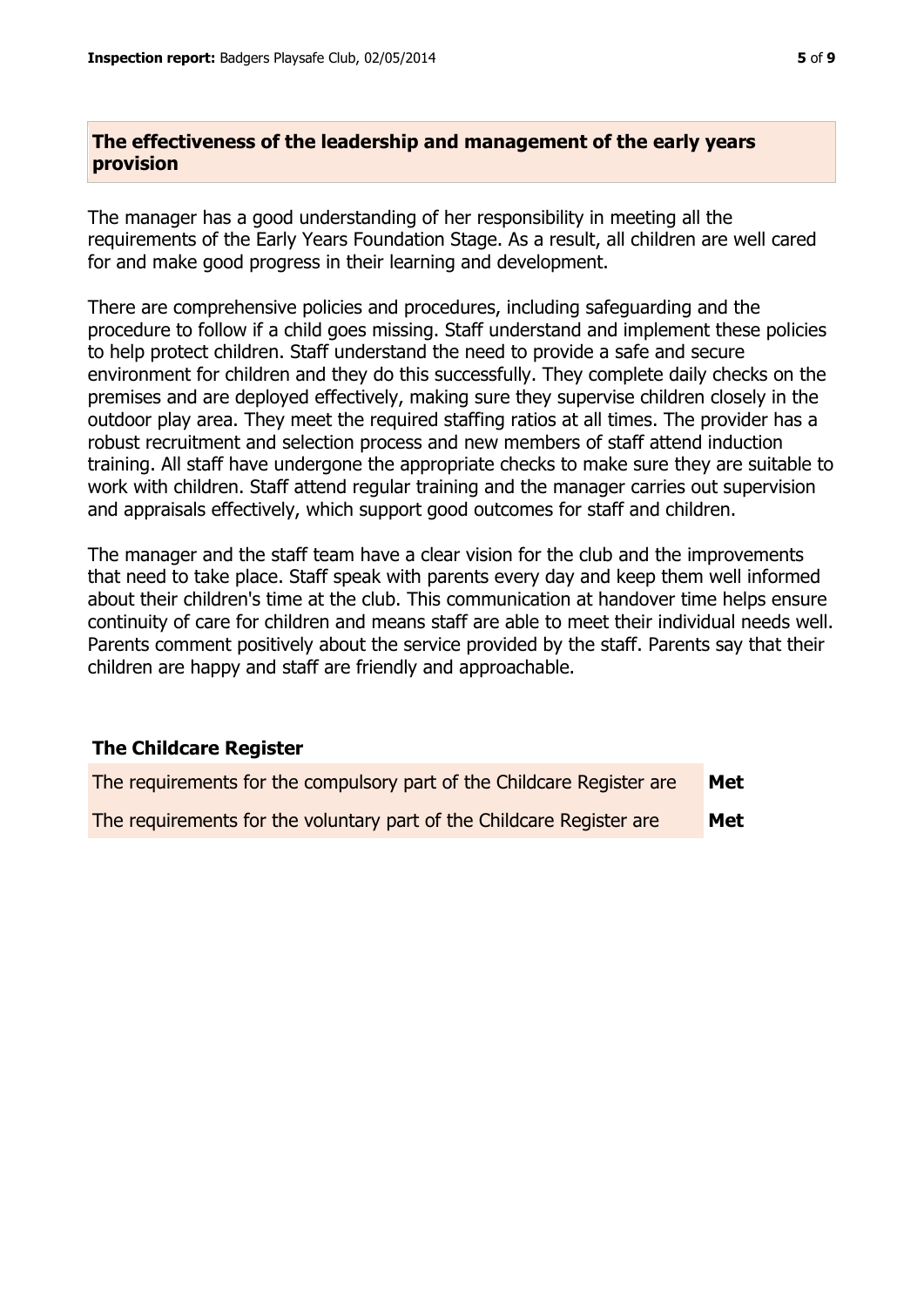## The effectiveness of the leadership and management of the early years provision

The manager has a good understanding of her responsibility in meeting all the requirements of the Early Years Foundation Stage. As a result, all children are well cared for and make good progress in their learning and development.

There are comprehensive policies and procedures, including safeguarding and the procedure to follow if a child goes missing. Staff understand and implement these policies to help protect children. Staff understand the need to provide a safe and secure environment for children and they do this successfully. They complete daily checks on the premises and are deployed effectively, making sure they supervise children closely in the outdoor play area. They meet the required staffing ratios at all times. The provider has a robust recruitment and selection process and new members of staff attend induction training. All staff have undergone the appropriate checks to make sure they are suitable to work with children. Staff attend regular training and the manager carries out supervision and appraisals effectively, which support good outcomes for staff and children.

The manager and the staff team have a clear vision for the club and the improvements that need to take place. Staff speak with parents every day and keep them well informed about their children's time at the club. This communication at handover time helps ensure continuity of care for children and means staff are able to meet their individual needs well. Parents comment positively about the service provided by the staff. Parents say that their children are happy and staff are friendly and approachable.

### The Childcare Register

| | |
|---|---|
| The requirements for the compulsory part of the Childcare Register are | **Met** |
| The requirements for the voluntary part of the Childcare Register are | **Met** |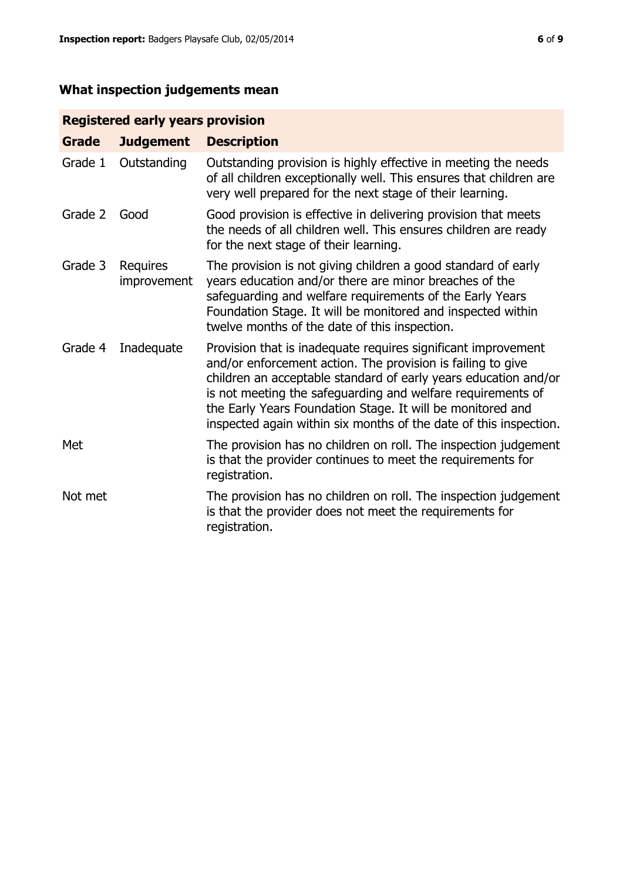## What inspection judgements mean

| Registered early years provision | | |
|---|---|---|
| **Grade** | **Judgement** | **Description** |
| Grade 1 | Outstanding | Outstanding provision is highly effective in meeting the needs of all children exceptionally well. This ensures that children are very well prepared for the next stage of their learning. |
| Grade 2 | Good | Good provision is effective in delivering provision that meets the needs of all children well. This ensures children are ready for the next stage of their learning. |
| Grade 3 | Requires improvement | The provision is not giving children a good standard of early years education and/or there are minor breaches of the safeguarding and welfare requirements of the Early Years Foundation Stage. It will be monitored and inspected within twelve months of the date of this inspection. |
| Grade 4 | Inadequate | Provision that is inadequate requires significant improvement and/or enforcement action. The provision is failing to give children an acceptable standard of early years education and/or is not meeting the safeguarding and welfare requirements of the Early Years Foundation Stage. It will be monitored and inspected again within six months of the date of this inspection. |
| Met | | The provision has no children on roll. The inspection judgement is that the provider continues to meet the requirements for registration. |
| Not met | | The provision has no children on roll. The inspection judgement is that the provider does not meet the requirements for registration. |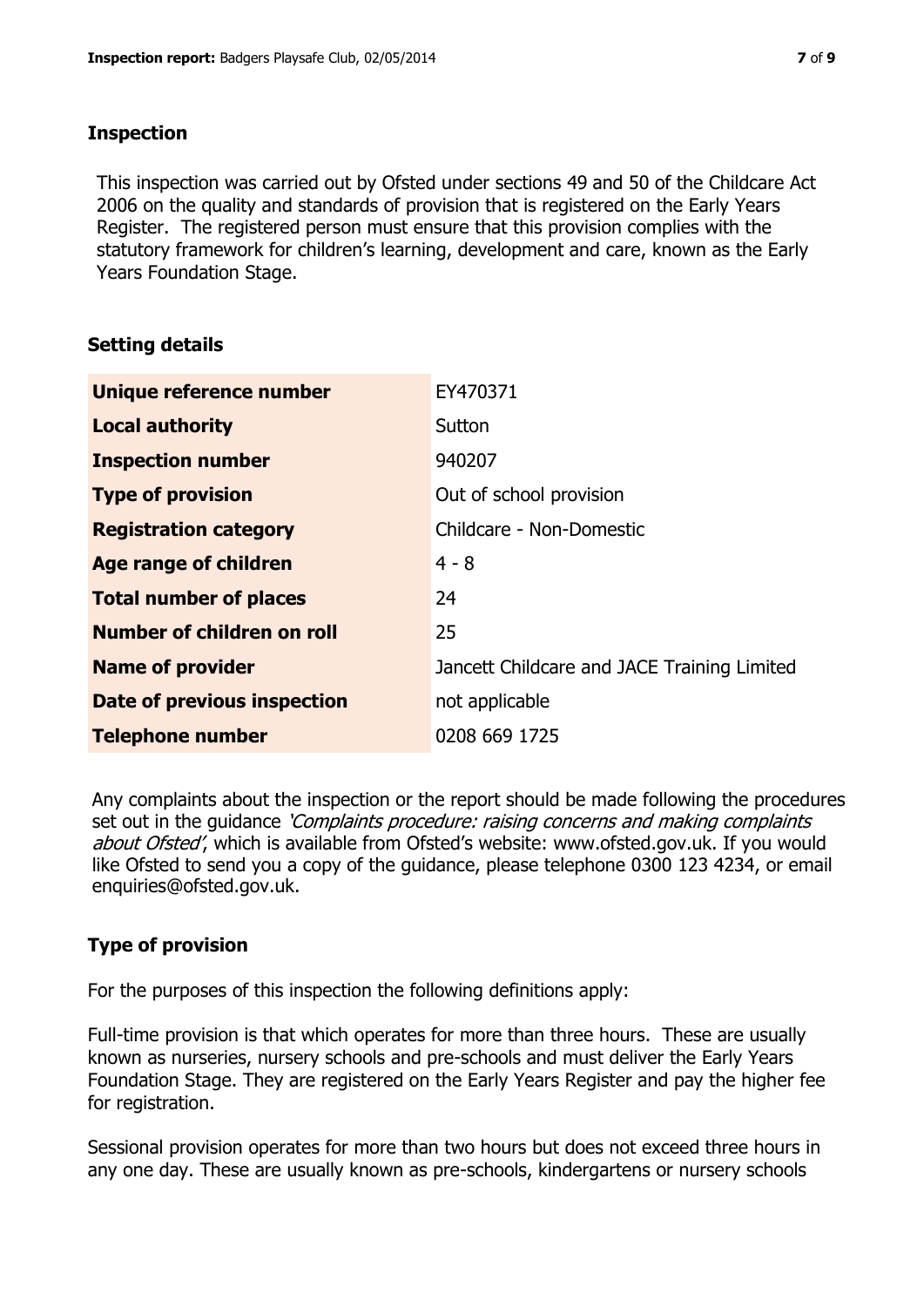## Inspection

This inspection was carried out by Ofsted under sections 49 and 50 of the Childcare Act 2006 on the quality and standards of provision that is registered on the Early Years Register. The registered person must ensure that this provision complies with the statutory framework for children's learning, development and care, known as the Early Years Foundation Stage.

## Setting details

| | |
|---|---|
| **Unique reference number** | EY470371 |
| **Local authority** | Sutton |
| **Inspection number** | 940207 |
| **Type of provision** | Out of school provision |
| **Registration category** | Childcare - Non-Domestic |
| **Age range of children** | 4 - 8 |
| **Total number of places** | 24 |
| **Number of children on roll** | 25 |
| **Name of provider** | Jancett Childcare and JACE Training Limited |
| **Date of previous inspection** | not applicable |
| **Telephone number** | 0208 669 1725 |

Any complaints about the inspection or the report should be made following the procedures set out in the guidance *'Complaints procedure: raising concerns and making complaints about Ofsted'*, which is available from Ofsted's website: www.ofsted.gov.uk. If you would like Ofsted to send you a copy of the guidance, please telephone 0300 123 4234, or email enquiries@ofsted.gov.uk.

## Type of provision

For the purposes of this inspection the following definitions apply:

Full-time provision is that which operates for more than three hours. These are usually known as nurseries, nursery schools and pre-schools and must deliver the Early Years Foundation Stage. They are registered on the Early Years Register and pay the higher fee for registration.

Sessional provision operates for more than two hours but does not exceed three hours in any one day. These are usually known as pre-schools, kindergartens or nursery schools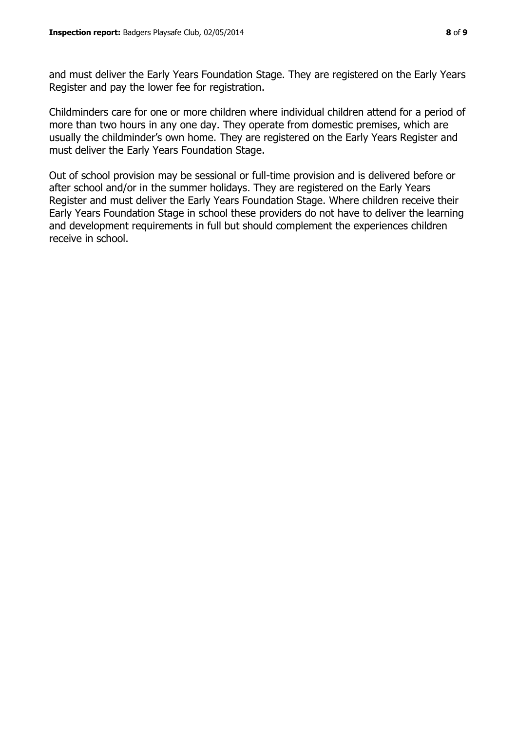and must deliver the Early Years Foundation Stage. They are registered on the Early Years Register and pay the lower fee for registration.

Childminders care for one or more children where individual children attend for a period of more than two hours in any one day. They operate from domestic premises, which are usually the childminder's own home. They are registered on the Early Years Register and must deliver the Early Years Foundation Stage.

Out of school provision may be sessional or full-time provision and is delivered before or after school and/or in the summer holidays. They are registered on the Early Years Register and must deliver the Early Years Foundation Stage. Where children receive their Early Years Foundation Stage in school these providers do not have to deliver the learning and development requirements in full but should complement the experiences children receive in school.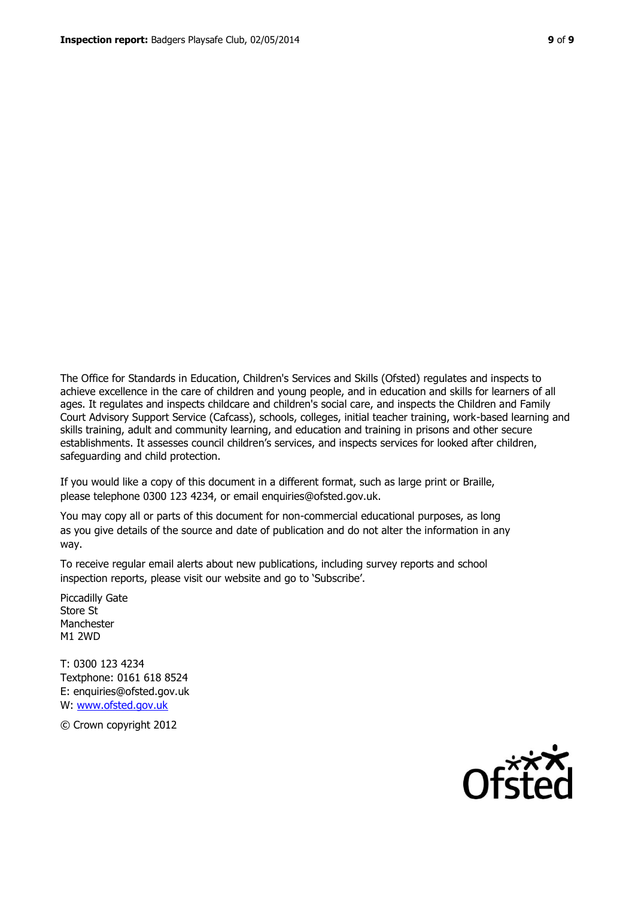The Office for Standards in Education, Children's Services and Skills (Ofsted) regulates and inspects to achieve excellence in the care of children and young people, and in education and skills for learners of all ages. It regulates and inspects childcare and children's social care, and inspects the Children and Family Court Advisory Support Service (Cafcass), schools, colleges, initial teacher training, work-based learning and skills training, adult and community learning, and education and training in prisons and other secure establishments. It assesses council children's services, and inspects services for looked after children, safeguarding and child protection.

If you would like a copy of this document in a different format, such as large print or Braille, please telephone 0300 123 4234, or email enquiries@ofsted.gov.uk.

You may copy all or parts of this document for non-commercial educational purposes, as long as you give details of the source and date of publication and do not alter the information in any way.

To receive regular email alerts about new publications, including survey reports and school inspection reports, please visit our website and go to 'Subscribe'.

Piccadilly Gate
Store St
Manchester
M1 2WD

T: 0300 123 4234
Textphone: 0161 618 8524
E: enquiries@ofsted.gov.uk
W: www.ofsted.gov.uk

© Crown copyright 2012

Ofsted